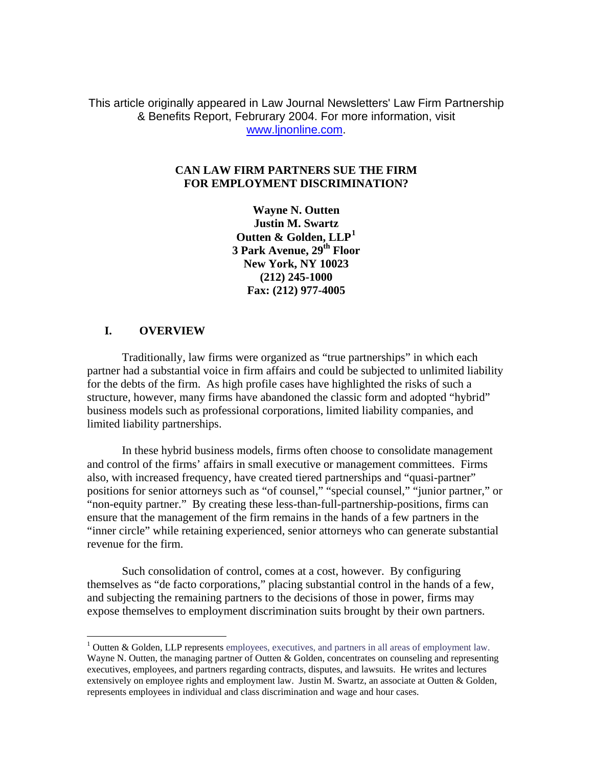This article originally appeared in Law Journal Newsletters' Law Firm Partnership & Benefits Report, Februrary 2004. For more information, visit www.ljnonline.com.

# CAN LAW FIRM PARTNERS SUE THE FIRM FOR EMPLOYMENT DISCRIMINATION?

**Wayne N. Outten**
**Justin M. Swartz**
**Outten & Golden, LLP**[1]
**3 Park Avenue, 29th Floor**
**New York, NY 10023**
**(212) 245-1000**
**Fax: (212) 977-4005**

## I. OVERVIEW

Traditionally, law firms were organized as "true partnerships" in which each partner had a substantial voice in firm affairs and could be subjected to unlimited liability for the debts of the firm. As high profile cases have highlighted the risks of such a structure, however, many firms have abandoned the classic form and adopted "hybrid" business models such as professional corporations, limited liability companies, and limited liability partnerships.

In these hybrid business models, firms often choose to consolidate management and control of the firms' affairs in small executive or management committees. Firms also, with increased frequency, have created tiered partnerships and "quasi-partner" positions for senior attorneys such as "of counsel," "special counsel," "junior partner," or "non-equity partner." By creating these less-than-full-partnership-positions, firms can ensure that the management of the firm remains in the hands of a few partners in the "inner circle" while retaining experienced, senior attorneys who can generate substantial revenue for the firm.

Such consolidation of control, comes at a cost, however. By configuring themselves as "de facto corporations," placing substantial control in the hands of a few, and subjecting the remaining partners to the decisions of those in power, firms may expose themselves to employment discrimination suits brought by their own partners.

[1] Outten & Golden, LLP represents employees, executives, and partners in all areas of employment law. Wayne N. Outten, the managing partner of Outten & Golden, concentrates on counseling and representing executives, employees, and partners regarding contracts, disputes, and lawsuits. He writes and lectures extensively on employee rights and employment law. Justin M. Swartz, an associate at Outten & Golden, represents employees in individual and class discrimination and wage and hour cases.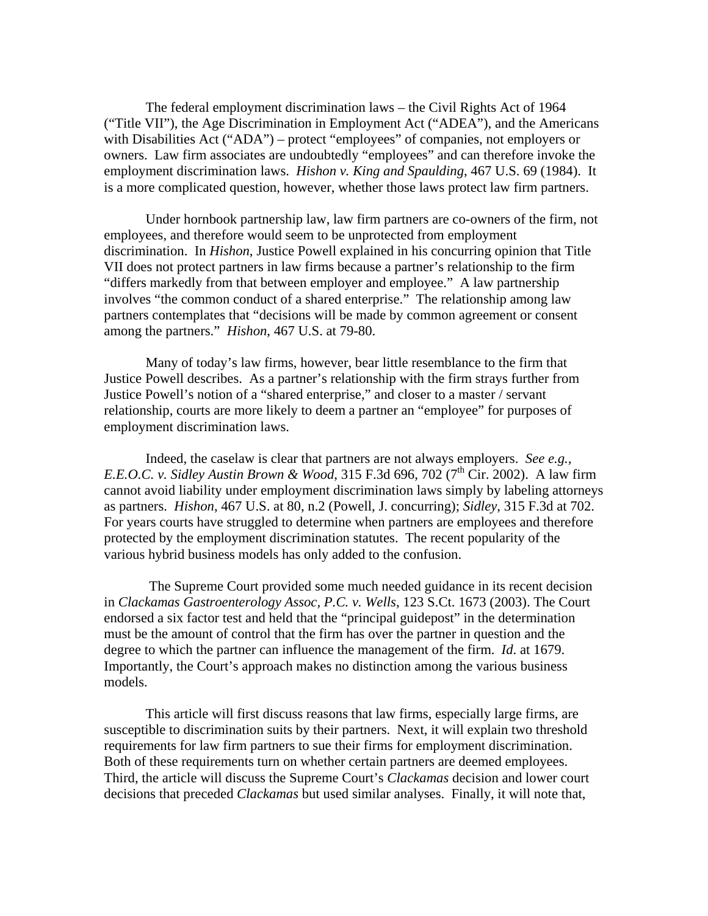The federal employment discrimination laws – the Civil Rights Act of 1964 ("Title VII"), the Age Discrimination in Employment Act ("ADEA"), and the Americans with Disabilities Act ("ADA") – protect "employees" of companies, not employers or owners. Law firm associates are undoubtedly "employees" and can therefore invoke the employment discrimination laws. *Hishon v. King and Spaulding*, 467 U.S. 69 (1984). It is a more complicated question, however, whether those laws protect law firm partners.

Under hornbook partnership law, law firm partners are co-owners of the firm, not employees, and therefore would seem to be unprotected from employment discrimination. In *Hishon*, Justice Powell explained in his concurring opinion that Title VII does not protect partners in law firms because a partner's relationship to the firm "differs markedly from that between employer and employee." A law partnership involves "the common conduct of a shared enterprise." The relationship among law partners contemplates that "decisions will be made by common agreement or consent among the partners." *Hishon*, 467 U.S. at 79-80.

Many of today's law firms, however, bear little resemblance to the firm that Justice Powell describes. As a partner's relationship with the firm strays further from Justice Powell's notion of a "shared enterprise," and closer to a master / servant relationship, courts are more likely to deem a partner an "employee" for purposes of employment discrimination laws.

Indeed, the caselaw is clear that partners are not always employers. *See e.g., E.E.O.C. v. Sidley Austin Brown & Wood*, 315 F.3d 696, 702 (7th Cir. 2002). A law firm cannot avoid liability under employment discrimination laws simply by labeling attorneys as partners. *Hishon*, 467 U.S. at 80, n.2 (Powell, J. concurring); *Sidley*, 315 F.3d at 702. For years courts have struggled to determine when partners are employees and therefore protected by the employment discrimination statutes. The recent popularity of the various hybrid business models has only added to the confusion.

The Supreme Court provided some much needed guidance in its recent decision in *Clackamas Gastroenterology Assoc, P.C. v. Wells*, 123 S.Ct. 1673 (2003). The Court endorsed a six factor test and held that the "principal guidepost" in the determination must be the amount of control that the firm has over the partner in question and the degree to which the partner can influence the management of the firm. *Id.* at 1679. Importantly, the Court's approach makes no distinction among the various business models.

This article will first discuss reasons that law firms, especially large firms, are susceptible to discrimination suits by their partners. Next, it will explain two threshold requirements for law firm partners to sue their firms for employment discrimination. Both of these requirements turn on whether certain partners are deemed employees. Third, the article will discuss the Supreme Court's *Clackamas* decision and lower court decisions that preceded *Clackamas* but used similar analyses. Finally, it will note that,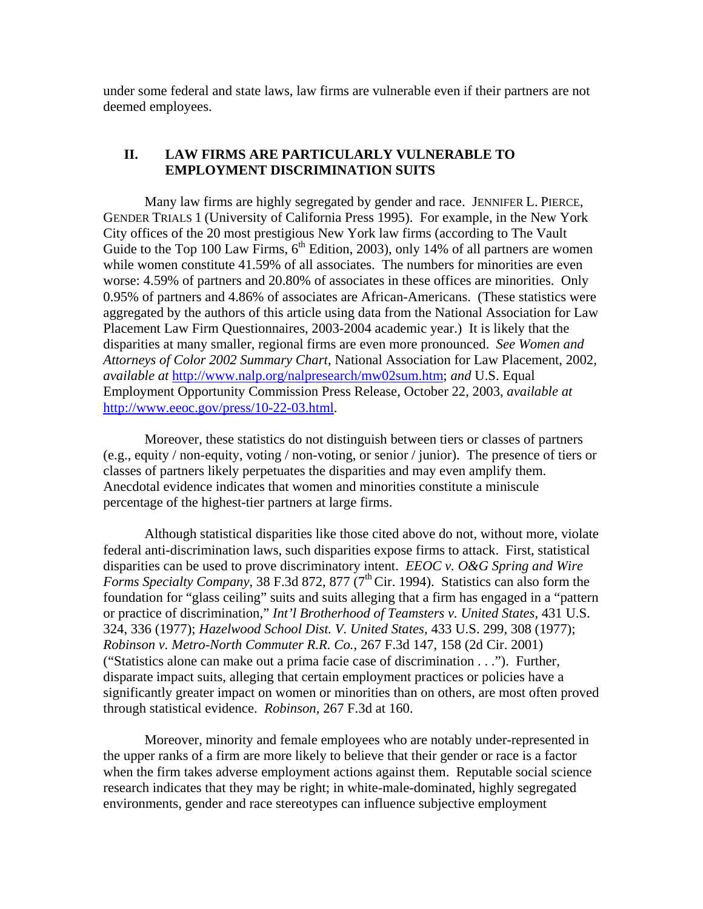under some federal and state laws, law firms are vulnerable even if their partners are not deemed employees.

## II. LAW FIRMS ARE PARTICULARLY VULNERABLE TO EMPLOYMENT DISCRIMINATION SUITS

Many law firms are highly segregated by gender and race. JENNIFER L. PIERCE, GENDER TRIALS 1 (University of California Press 1995). For example, in the New York City offices of the 20 most prestigious New York law firms (according to The Vault Guide to the Top 100 Law Firms, 6th Edition, 2003), only 14% of all partners are women while women constitute 41.59% of all associates. The numbers for minorities are even worse: 4.59% of partners and 20.80% of associates in these offices are minorities. Only 0.95% of partners and 4.86% of associates are African-Americans. (These statistics were aggregated by the authors of this article using data from the National Association for Law Placement Law Firm Questionnaires, 2003-2004 academic year.) It is likely that the disparities at many smaller, regional firms are even more pronounced. *See Women and Attorneys of Color 2002 Summary Chart*, National Association for Law Placement, 2002, *available at* http://www.nalp.org/nalpresearch/mw02sum.htm; *and* U.S. Equal Employment Opportunity Commission Press Release, October 22, 2003, *available at* http://www.eeoc.gov/press/10-22-03.html.

Moreover, these statistics do not distinguish between tiers or classes of partners (e.g., equity / non-equity, voting / non-voting, or senior / junior). The presence of tiers or classes of partners likely perpetuates the disparities and may even amplify them. Anecdotal evidence indicates that women and minorities constitute a miniscule percentage of the highest-tier partners at large firms.

Although statistical disparities like those cited above do not, without more, violate federal anti-discrimination laws, such disparities expose firms to attack. First, statistical disparities can be used to prove discriminatory intent. *EEOC v. O&G Spring and Wire Forms Specialty Company*, 38 F.3d 872, 877 (7th Cir. 1994). Statistics can also form the foundation for "glass ceiling" suits and suits alleging that a firm has engaged in a "pattern or practice of discrimination," *Int'l Brotherhood of Teamsters v. United States*, 431 U.S. 324, 336 (1977); *Hazelwood School Dist. V. United States*, 433 U.S. 299, 308 (1977); *Robinson v. Metro-North Commuter R.R. Co.*, 267 F.3d 147, 158 (2d Cir. 2001) ("Statistics alone can make out a prima facie case of discrimination . . ."). Further, disparate impact suits, alleging that certain employment practices or policies have a significantly greater impact on women or minorities than on others, are most often proved through statistical evidence. *Robinson*, 267 F.3d at 160.

Moreover, minority and female employees who are notably under-represented in the upper ranks of a firm are more likely to believe that their gender or race is a factor when the firm takes adverse employment actions against them. Reputable social science research indicates that they may be right; in white-male-dominated, highly segregated environments, gender and race stereotypes can influence subjective employment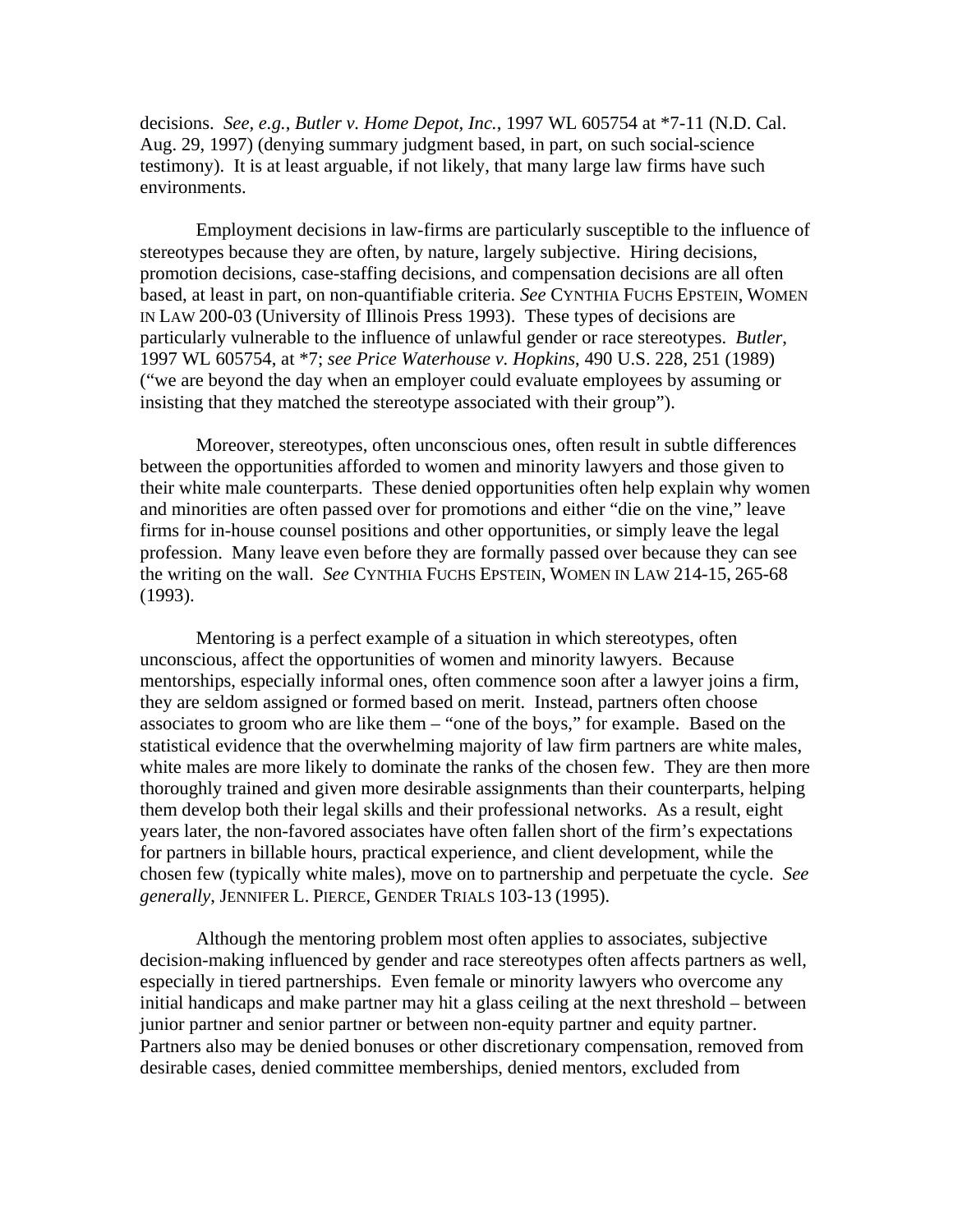decisions. *See, e.g.*, *Butler v. Home Depot, Inc.*, 1997 WL 605754 at *7-11 (N.D. Cal. Aug. 29, 1997) (denying summary judgment based, in part, on such social-science testimony). It is at least arguable, if not likely, that many large law firms have such environments.

Employment decisions in law-firms are particularly susceptible to the influence of stereotypes because they are often, by nature, largely subjective. Hiring decisions, promotion decisions, case-staffing decisions, and compensation decisions are all often based, at least in part, on non-quantifiable criteria. *See* CYNTHIA FUCHS EPSTEIN, WOMEN IN LAW 200-03 (University of Illinois Press 1993). These types of decisions are particularly vulnerable to the influence of unlawful gender or race stereotypes. *Butler*, 1997 WL 605754, at *7; *see Price Waterhouse v. Hopkins*, 490 U.S. 228, 251 (1989) ("we are beyond the day when an employer could evaluate employees by assuming or insisting that they matched the stereotype associated with their group").

Moreover, stereotypes, often unconscious ones, often result in subtle differences between the opportunities afforded to women and minority lawyers and those given to their white male counterparts. These denied opportunities often help explain why women and minorities are often passed over for promotions and either "die on the vine," leave firms for in-house counsel positions and other opportunities, or simply leave the legal profession. Many leave even before they are formally passed over because they can see the writing on the wall. *See* CYNTHIA FUCHS EPSTEIN, WOMEN IN LAW 214-15, 265-68 (1993).

Mentoring is a perfect example of a situation in which stereotypes, often unconscious, affect the opportunities of women and minority lawyers. Because mentorships, especially informal ones, often commence soon after a lawyer joins a firm, they are seldom assigned or formed based on merit. Instead, partners often choose associates to groom who are like them – "one of the boys," for example. Based on the statistical evidence that the overwhelming majority of law firm partners are white males, white males are more likely to dominate the ranks of the chosen few. They are then more thoroughly trained and given more desirable assignments than their counterparts, helping them develop both their legal skills and their professional networks. As a result, eight years later, the non-favored associates have often fallen short of the firm's expectations for partners in billable hours, practical experience, and client development, while the chosen few (typically white males), move on to partnership and perpetuate the cycle. *See generally*, JENNIFER L. PIERCE, GENDER TRIALS 103-13 (1995).

Although the mentoring problem most often applies to associates, subjective decision-making influenced by gender and race stereotypes often affects partners as well, especially in tiered partnerships. Even female or minority lawyers who overcome any initial handicaps and make partner may hit a glass ceiling at the next threshold – between junior partner and senior partner or between non-equity partner and equity partner. Partners also may be denied bonuses or other discretionary compensation, removed from desirable cases, denied committee memberships, denied mentors, excluded from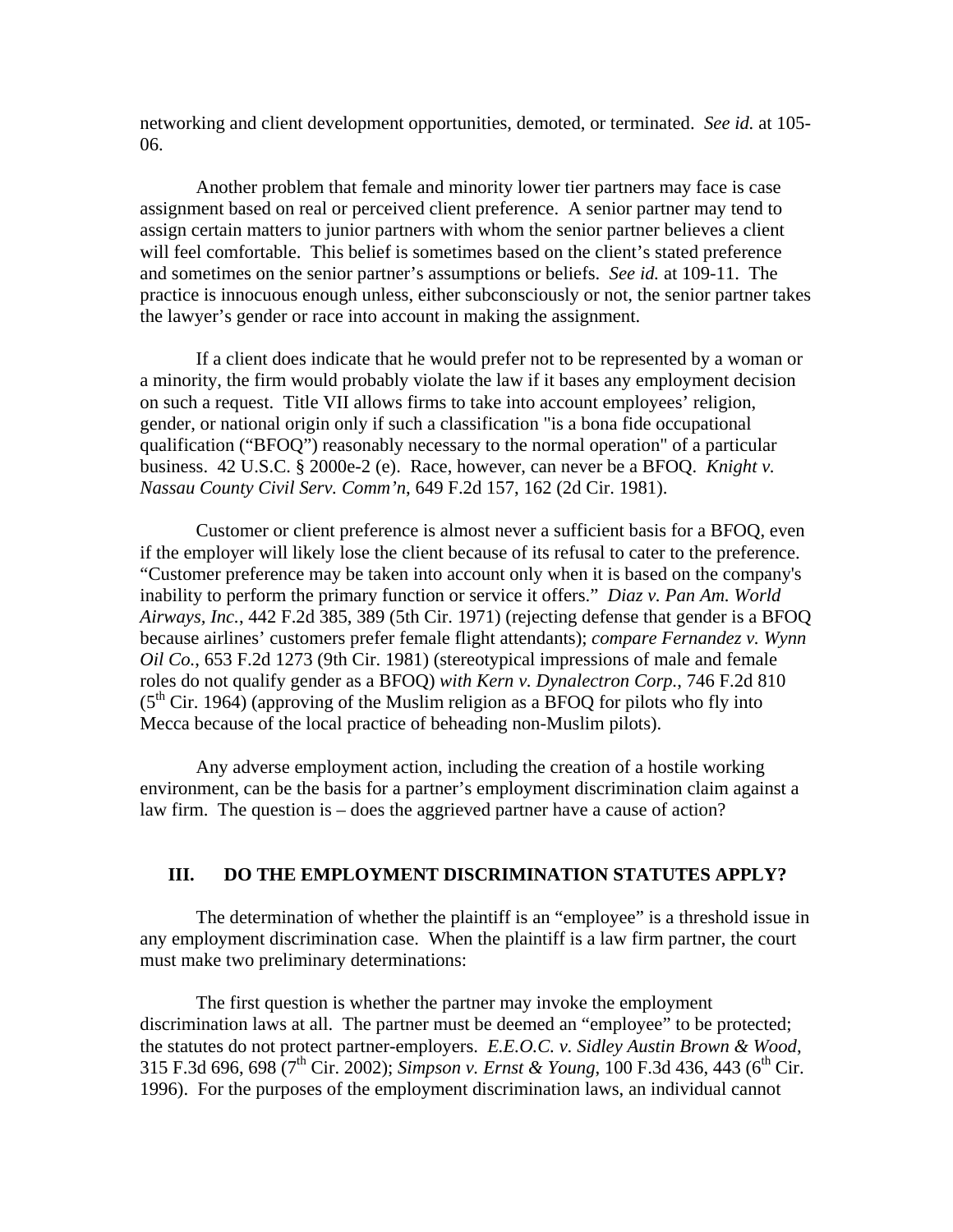networking and client development opportunities, demoted, or terminated. *See id.* at 105-06.

Another problem that female and minority lower tier partners may face is case assignment based on real or perceived client preference. A senior partner may tend to assign certain matters to junior partners with whom the senior partner believes a client will feel comfortable. This belief is sometimes based on the client's stated preference and sometimes on the senior partner's assumptions or beliefs. *See id.* at 109-11. The practice is innocuous enough unless, either subconsciously or not, the senior partner takes the lawyer's gender or race into account in making the assignment.

If a client does indicate that he would prefer not to be represented by a woman or a minority, the firm would probably violate the law if it bases any employment decision on such a request. Title VII allows firms to take into account employees' religion, gender, or national origin only if such a classification "is a bona fide occupational qualification ("BFOQ") reasonably necessary to the normal operation" of a particular business. 42 U.S.C. § 2000e-2 (e). Race, however, can never be a BFOQ. *Knight v. Nassau County Civil Serv. Comm'n*, 649 F.2d 157, 162 (2d Cir. 1981).

Customer or client preference is almost never a sufficient basis for a BFOQ, even if the employer will likely lose the client because of its refusal to cater to the preference. "Customer preference may be taken into account only when it is based on the company's inability to perform the primary function or service it offers." *Diaz v. Pan Am. World Airways, Inc.*, 442 F.2d 385, 389 (5th Cir. 1971) (rejecting defense that gender is a BFOQ because airlines' customers prefer female flight attendants); *compare Fernandez v. Wynn Oil Co.*, 653 F.2d 1273 (9th Cir. 1981) (stereotypical impressions of male and female roles do not qualify gender as a BFOQ) *with Kern v. Dynalectron Corp.*, 746 F.2d 810 (5th Cir. 1964) (approving of the Muslim religion as a BFOQ for pilots who fly into Mecca because of the local practice of beheading non-Muslim pilots).

Any adverse employment action, including the creation of a hostile working environment, can be the basis for a partner's employment discrimination claim against a law firm. The question is – does the aggrieved partner have a cause of action?

## III. DO THE EMPLOYMENT DISCRIMINATION STATUTES APPLY?

The determination of whether the plaintiff is an "employee" is a threshold issue in any employment discrimination case. When the plaintiff is a law firm partner, the court must make two preliminary determinations:

The first question is whether the partner may invoke the employment discrimination laws at all. The partner must be deemed an "employee" to be protected; the statutes do not protect partner-employers. *E.E.O.C. v. Sidley Austin Brown & Wood*, 315 F.3d 696, 698 (7th Cir. 2002); *Simpson v. Ernst & Young*, 100 F.3d 436, 443 (6th Cir. 1996). For the purposes of the employment discrimination laws, an individual cannot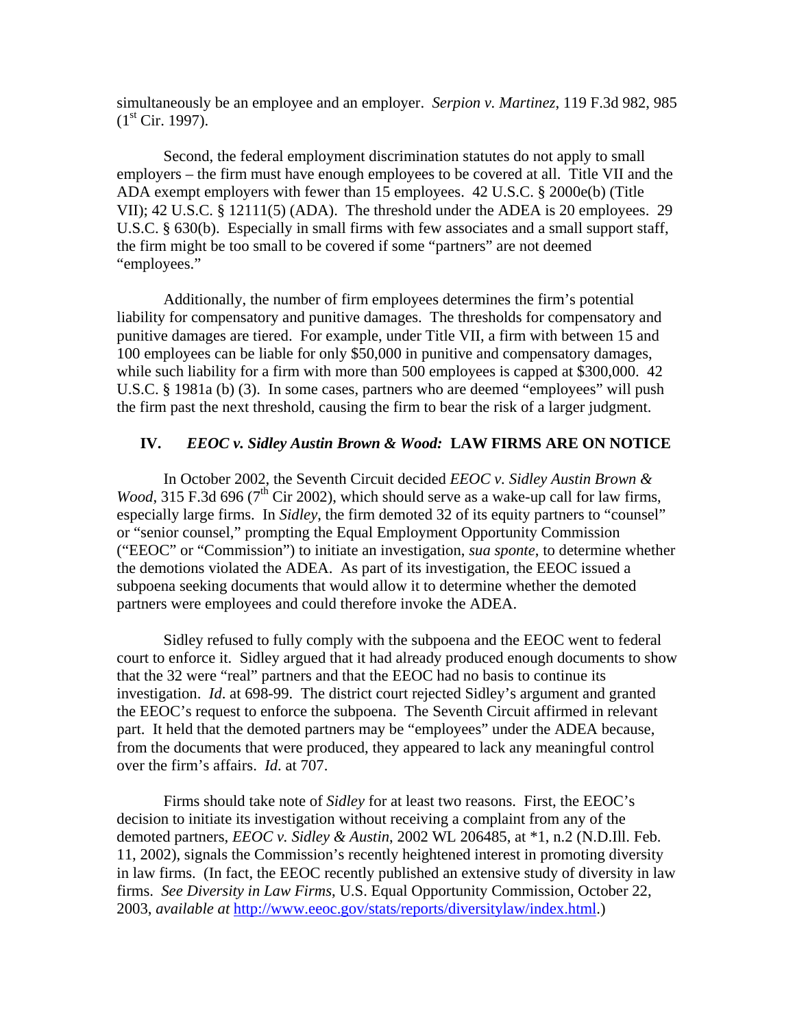simultaneously be an employee and an employer. *Serpion v. Martinez*, 119 F.3d 982, 985 (1st Cir. 1997).

Second, the federal employment discrimination statutes do not apply to small employers – the firm must have enough employees to be covered at all. Title VII and the ADA exempt employers with fewer than 15 employees. 42 U.S.C. § 2000e(b) (Title VII); 42 U.S.C. § 12111(5) (ADA). The threshold under the ADEA is 20 employees. 29 U.S.C. § 630(b). Especially in small firms with few associates and a small support staff, the firm might be too small to be covered if some "partners" are not deemed "employees."

Additionally, the number of firm employees determines the firm's potential liability for compensatory and punitive damages. The thresholds for compensatory and punitive damages are tiered. For example, under Title VII, a firm with between 15 and 100 employees can be liable for only $50,000 in punitive and compensatory damages, while such liability for a firm with more than 500 employees is capped at $300,000. 42 U.S.C. § 1981a (b) (3). In some cases, partners who are deemed "employees" will push the firm past the next threshold, causing the firm to bear the risk of a larger judgment.

## IV. *EEOC v. Sidley Austin Brown & Wood:* LAW FIRMS ARE ON NOTICE

In October 2002, the Seventh Circuit decided *EEOC v. Sidley Austin Brown & Wood*, 315 F.3d 696 (7th Cir 2002), which should serve as a wake-up call for law firms, especially large firms. In *Sidley*, the firm demoted 32 of its equity partners to "counsel" or "senior counsel," prompting the Equal Employment Opportunity Commission ("EEOC" or "Commission") to initiate an investigation, *sua sponte*, to determine whether the demotions violated the ADEA. As part of its investigation, the EEOC issued a subpoena seeking documents that would allow it to determine whether the demoted partners were employees and could therefore invoke the ADEA.

Sidley refused to fully comply with the subpoena and the EEOC went to federal court to enforce it. Sidley argued that it had already produced enough documents to show that the 32 were "real" partners and that the EEOC had no basis to continue its investigation. *Id*. at 698-99. The district court rejected Sidley's argument and granted the EEOC's request to enforce the subpoena. The Seventh Circuit affirmed in relevant part. It held that the demoted partners may be "employees" under the ADEA because, from the documents that were produced, they appeared to lack any meaningful control over the firm's affairs. *Id*. at 707.

Firms should take note of *Sidley* for at least two reasons. First, the EEOC's decision to initiate its investigation without receiving a complaint from any of the demoted partners, *EEOC v. Sidley & Austin*, 2002 WL 206485, at *1, n.2 (N.D.Ill. Feb. 11, 2002), signals the Commission's recently heightened interest in promoting diversity in law firms. (In fact, the EEOC recently published an extensive study of diversity in law firms. *See Diversity in Law Firms*, U.S. Equal Opportunity Commission, October 22, 2003, *available at* http://www.eeoc.gov/stats/reports/diversitylaw/index.html.)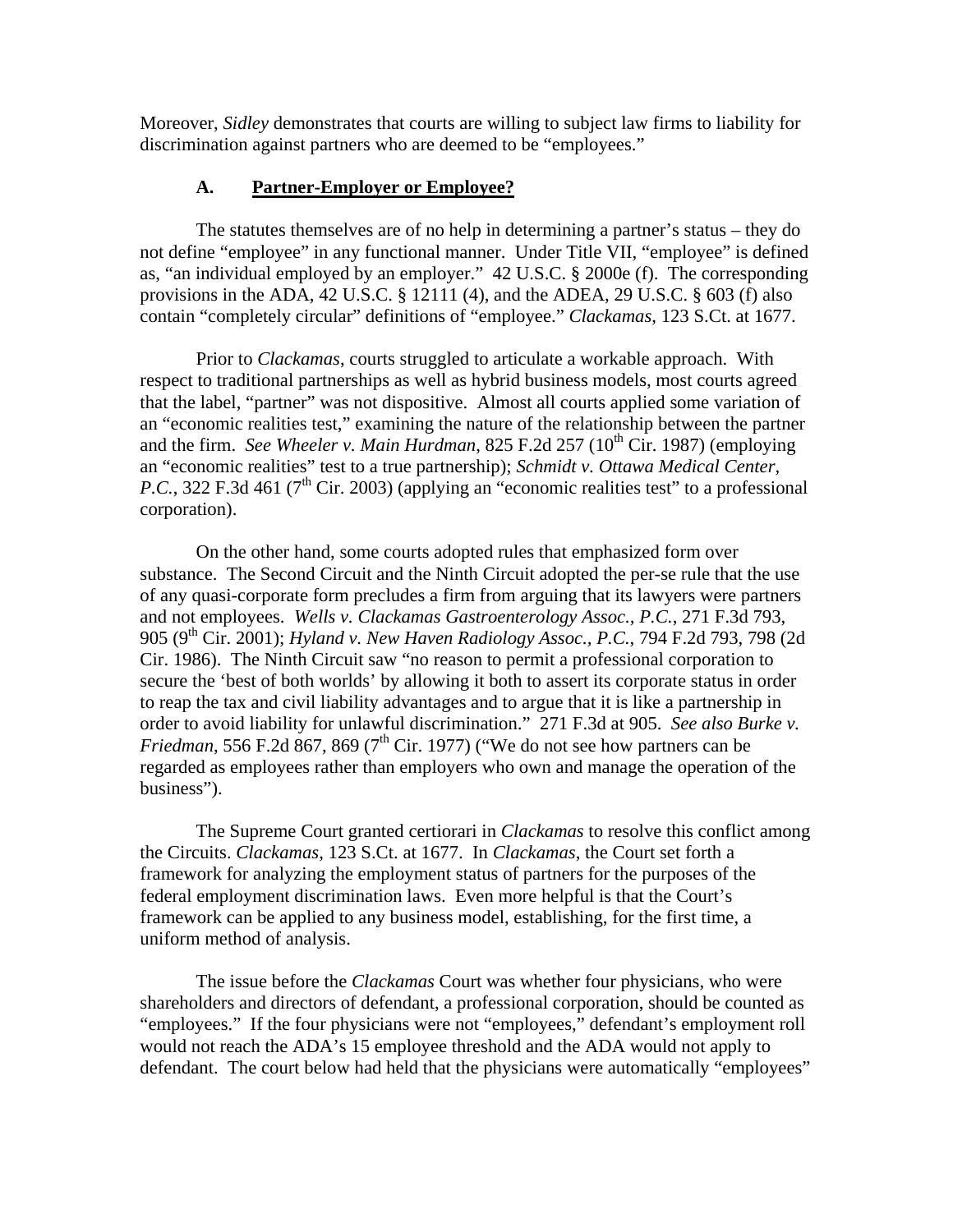Moreover, *Sidley* demonstrates that courts are willing to subject law firms to liability for discrimination against partners who are deemed to be "employees."

### A. Partner-Employer or Employee?

The statutes themselves are of no help in determining a partner's status – they do not define "employee" in any functional manner. Under Title VII, "employee" is defined as, "an individual employed by an employer." 42 U.S.C. § 2000e (f). The corresponding provisions in the ADA, 42 U.S.C. § 12111 (4), and the ADEA, 29 U.S.C. § 603 (f) also contain "completely circular" definitions of "employee." *Clackamas*, 123 S.Ct. at 1677.

Prior to *Clackamas*, courts struggled to articulate a workable approach. With respect to traditional partnerships as well as hybrid business models, most courts agreed that the label, "partner" was not dispositive. Almost all courts applied some variation of an "economic realities test," examining the nature of the relationship between the partner and the firm. *See Wheeler v. Main Hurdman*, 825 F.2d 257 (10th Cir. 1987) (employing an "economic realities" test to a true partnership); *Schmidt v. Ottawa Medical Center, P.C.*, 322 F.3d 461 (7th Cir. 2003) (applying an "economic realities test" to a professional corporation).

On the other hand, some courts adopted rules that emphasized form over substance. The Second Circuit and the Ninth Circuit adopted the per-se rule that the use of any quasi-corporate form precludes a firm from arguing that its lawyers were partners and not employees. *Wells v. Clackamas Gastroenterology Assoc., P.C.*, 271 F.3d 793, 905 (9th Cir. 2001); *Hyland v. New Haven Radiology Assoc., P.C.*, 794 F.2d 793, 798 (2d Cir. 1986). The Ninth Circuit saw "no reason to permit a professional corporation to secure the 'best of both worlds' by allowing it both to assert its corporate status in order to reap the tax and civil liability advantages and to argue that it is like a partnership in order to avoid liability for unlawful discrimination." 271 F.3d at 905. *See also Burke v. Friedman*, 556 F.2d 867, 869 (7th Cir. 1977) ("We do not see how partners can be regarded as employees rather than employers who own and manage the operation of the business").

The Supreme Court granted certiorari in *Clackamas* to resolve this conflict among the Circuits. *Clackamas*, 123 S.Ct. at 1677. In *Clackamas*, the Court set forth a framework for analyzing the employment status of partners for the purposes of the federal employment discrimination laws. Even more helpful is that the Court's framework can be applied to any business model, establishing, for the first time, a uniform method of analysis.

The issue before the *Clackamas* Court was whether four physicians, who were shareholders and directors of defendant, a professional corporation, should be counted as "employees." If the four physicians were not "employees," defendant's employment roll would not reach the ADA's 15 employee threshold and the ADA would not apply to defendant. The court below had held that the physicians were automatically "employees"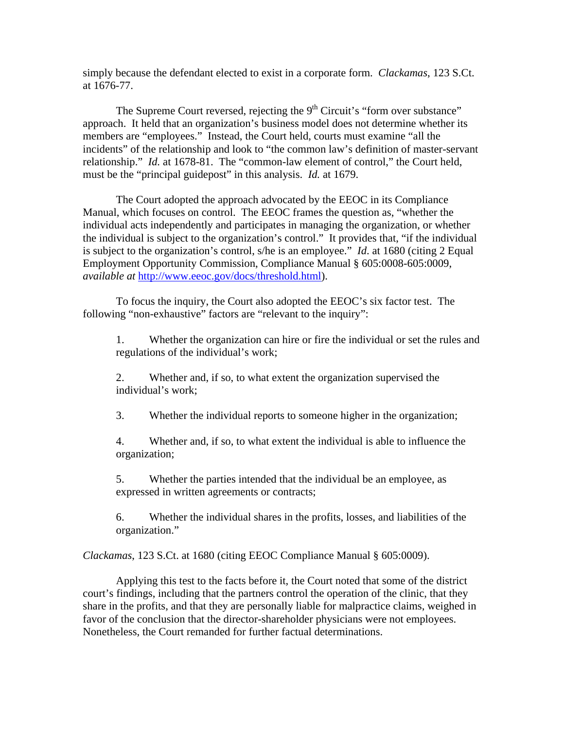simply because the defendant elected to exist in a corporate form. *Clackamas*, 123 S.Ct. at 1676-77.

The Supreme Court reversed, rejecting the 9th Circuit's "form over substance" approach. It held that an organization's business model does not determine whether its members are "employees." Instead, the Court held, courts must examine "all the incidents" of the relationship and look to "the common law's definition of master-servant relationship." *Id.* at 1678-81. The "common-law element of control," the Court held, must be the "principal guidepost" in this analysis. *Id.* at 1679.

The Court adopted the approach advocated by the EEOC in its Compliance Manual, which focuses on control. The EEOC frames the question as, "whether the individual acts independently and participates in managing the organization, or whether the individual is subject to the organization's control." It provides that, "if the individual is subject to the organization's control, s/he is an employee." *Id*. at 1680 (citing 2 Equal Employment Opportunity Commission, Compliance Manual § 605:0008-605:0009, *available at* http://www.eeoc.gov/docs/threshold.html).

To focus the inquiry, the Court also adopted the EEOC's six factor test. The following "non-exhaustive" factors are "relevant to the inquiry":

> 1. Whether the organization can hire or fire the individual or set the rules and regulations of the individual's work;
>
> 2. Whether and, if so, to what extent the organization supervised the individual's work;
>
> 3. Whether the individual reports to someone higher in the organization;
>
> 4. Whether and, if so, to what extent the individual is able to influence the organization;
>
> 5. Whether the parties intended that the individual be an employee, as expressed in written agreements or contracts;
>
> 6. Whether the individual shares in the profits, losses, and liabilities of the organization."

*Clackamas*, 123 S.Ct. at 1680 (citing EEOC Compliance Manual § 605:0009).

Applying this test to the facts before it, the Court noted that some of the district court's findings, including that the partners control the operation of the clinic, that they share in the profits, and that they are personally liable for malpractice claims, weighed in favor of the conclusion that the director-shareholder physicians were not employees. Nonetheless, the Court remanded for further factual determinations.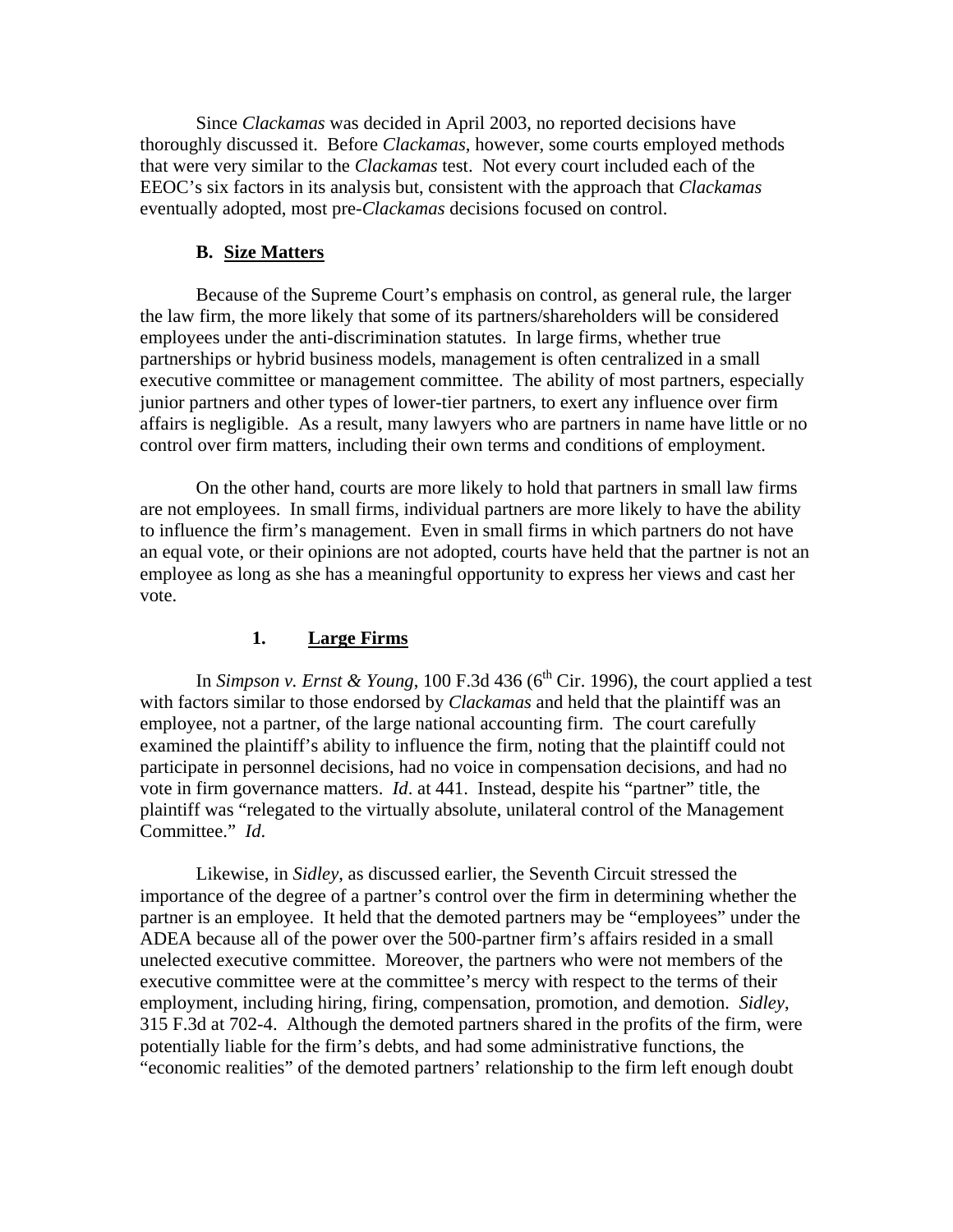Since *Clackamas* was decided in April 2003, no reported decisions have thoroughly discussed it. Before *Clackamas*, however, some courts employed methods that were very similar to the *Clackamas* test. Not every court included each of the EEOC's six factors in its analysis but, consistent with the approach that *Clackamas* eventually adopted, most pre-*Clackamas* decisions focused on control.

### B. Size Matters

Because of the Supreme Court's emphasis on control, as general rule, the larger the law firm, the more likely that some of its partners/shareholders will be considered employees under the anti-discrimination statutes. In large firms, whether true partnerships or hybrid business models, management is often centralized in a small executive committee or management committee. The ability of most partners, especially junior partners and other types of lower-tier partners, to exert any influence over firm affairs is negligible. As a result, many lawyers who are partners in name have little or no control over firm matters, including their own terms and conditions of employment.

On the other hand, courts are more likely to hold that partners in small law firms are not employees. In small firms, individual partners are more likely to have the ability to influence the firm's management. Even in small firms in which partners do not have an equal vote, or their opinions are not adopted, courts have held that the partner is not an employee as long as she has a meaningful opportunity to express her views and cast her vote.

#### 1. Large Firms

In *Simpson v. Ernst & Young*, 100 F.3d 436 (6th Cir. 1996), the court applied a test with factors similar to those endorsed by *Clackamas* and held that the plaintiff was an employee, not a partner, of the large national accounting firm. The court carefully examined the plaintiff's ability to influence the firm, noting that the plaintiff could not participate in personnel decisions, had no voice in compensation decisions, and had no vote in firm governance matters. *Id*. at 441. Instead, despite his "partner" title, the plaintiff was "relegated to the virtually absolute, unilateral control of the Management Committee." *Id*.

Likewise, in *Sidley*, as discussed earlier, the Seventh Circuit stressed the importance of the degree of a partner's control over the firm in determining whether the partner is an employee. It held that the demoted partners may be "employees" under the ADEA because all of the power over the 500-partner firm's affairs resided in a small unelected executive committee. Moreover, the partners who were not members of the executive committee were at the committee's mercy with respect to the terms of their employment, including hiring, firing, compensation, promotion, and demotion. *Sidley*, 315 F.3d at 702-4. Although the demoted partners shared in the profits of the firm, were potentially liable for the firm's debts, and had some administrative functions, the "economic realities" of the demoted partners' relationship to the firm left enough doubt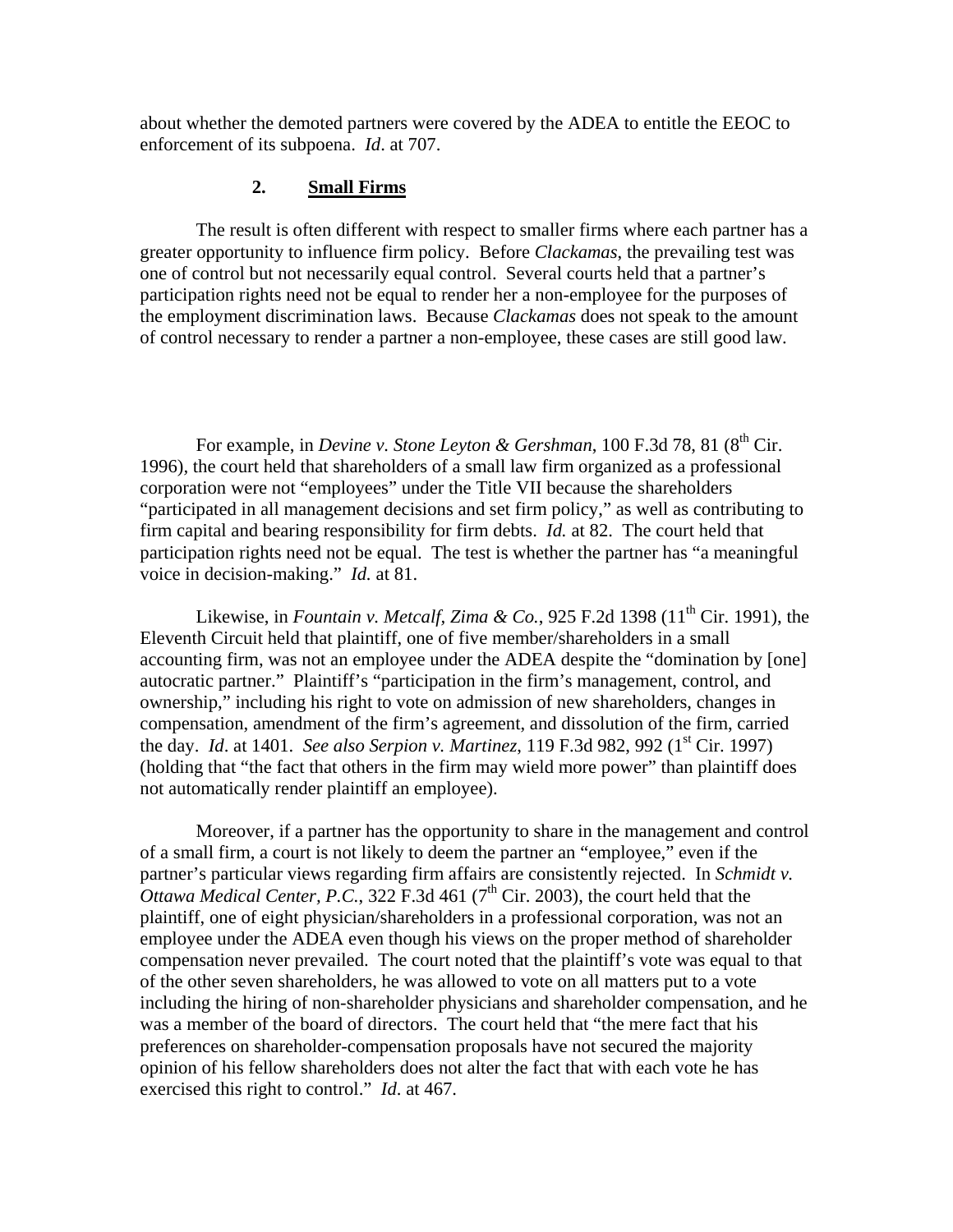about whether the demoted partners were covered by the ADEA to entitle the EEOC to enforcement of its subpoena. *Id*. at 707.

### 2. **Small Firms**

The result is often different with respect to smaller firms where each partner has a greater opportunity to influence firm policy. Before *Clackamas*, the prevailing test was one of control but not necessarily equal control. Several courts held that a partner's participation rights need not be equal to render her a non-employee for the purposes of the employment discrimination laws. Because *Clackamas* does not speak to the amount of control necessary to render a partner a non-employee, these cases are still good law.

For example, in *Devine v. Stone Leyton & Gershman*, 100 F.3d 78, 81 (8th Cir. 1996), the court held that shareholders of a small law firm organized as a professional corporation were not "employees" under the Title VII because the shareholders "participated in all management decisions and set firm policy," as well as contributing to firm capital and bearing responsibility for firm debts. *Id.* at 82. The court held that participation rights need not be equal. The test is whether the partner has "a meaningful voice in decision-making." *Id.* at 81.

Likewise, in *Fountain v. Metcalf, Zima & Co.*, 925 F.2d 1398 (11th Cir. 1991), the Eleventh Circuit held that plaintiff, one of five member/shareholders in a small accounting firm, was not an employee under the ADEA despite the "domination by [one] autocratic partner." Plaintiff's "participation in the firm's management, control, and ownership," including his right to vote on admission of new shareholders, changes in compensation, amendment of the firm's agreement, and dissolution of the firm, carried the day. *Id*. at 1401. *See also Serpion v. Martinez*, 119 F.3d 982, 992 (1st Cir. 1997) (holding that "the fact that others in the firm may wield more power" than plaintiff does not automatically render plaintiff an employee).

Moreover, if a partner has the opportunity to share in the management and control of a small firm, a court is not likely to deem the partner an "employee," even if the partner's particular views regarding firm affairs are consistently rejected. In *Schmidt v. Ottawa Medical Center, P.C.*, 322 F.3d 461 (7th Cir. 2003), the court held that the plaintiff, one of eight physician/shareholders in a professional corporation, was not an employee under the ADEA even though his views on the proper method of shareholder compensation never prevailed. The court noted that the plaintiff's vote was equal to that of the other seven shareholders, he was allowed to vote on all matters put to a vote including the hiring of non-shareholder physicians and shareholder compensation, and he was a member of the board of directors. The court held that "the mere fact that his preferences on shareholder-compensation proposals have not secured the majority opinion of his fellow shareholders does not alter the fact that with each vote he has exercised this right to control." *Id*. at 467.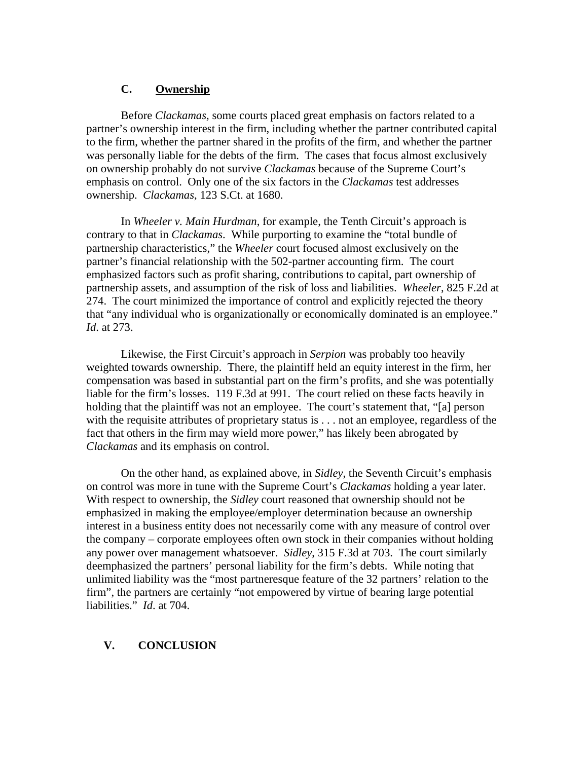### C. <u>Ownership</u>

Before *Clackamas*, some courts placed great emphasis on factors related to a partner's ownership interest in the firm, including whether the partner contributed capital to the firm, whether the partner shared in the profits of the firm, and whether the partner was personally liable for the debts of the firm. The cases that focus almost exclusively on ownership probably do not survive *Clackamas* because of the Supreme Court's emphasis on control. Only one of the six factors in the *Clackamas* test addresses ownership. *Clackamas*, 123 S.Ct. at 1680.

In *Wheeler v. Main Hurdman*, for example, the Tenth Circuit's approach is contrary to that in *Clackamas*. While purporting to examine the "total bundle of partnership characteristics," the *Wheeler* court focused almost exclusively on the partner's financial relationship with the 502-partner accounting firm. The court emphasized factors such as profit sharing, contributions to capital, part ownership of partnership assets, and assumption of the risk of loss and liabilities. *Wheeler*, 825 F.2d at 274. The court minimized the importance of control and explicitly rejected the theory that "any individual who is organizationally or economically dominated is an employee." *Id*. at 273.

Likewise, the First Circuit's approach in *Serpion* was probably too heavily weighted towards ownership. There, the plaintiff held an equity interest in the firm, her compensation was based in substantial part on the firm's profits, and she was potentially liable for the firm's losses. 119 F.3d at 991. The court relied on these facts heavily in holding that the plaintiff was not an employee. The court's statement that, "[a] person with the requisite attributes of proprietary status is . . . not an employee, regardless of the fact that others in the firm may wield more power," has likely been abrogated by *Clackamas* and its emphasis on control.

On the other hand, as explained above, in *Sidley*, the Seventh Circuit's emphasis on control was more in tune with the Supreme Court's *Clackamas* holding a year later. With respect to ownership, the *Sidley* court reasoned that ownership should not be emphasized in making the employee/employer determination because an ownership interest in a business entity does not necessarily come with any measure of control over the company – corporate employees often own stock in their companies without holding any power over management whatsoever. *Sidley*, 315 F.3d at 703. The court similarly deemphasized the partners' personal liability for the firm's debts. While noting that unlimited liability was the "most partneresque feature of the 32 partners' relation to the firm", the partners are certainly "not empowered by virtue of bearing large potential liabilities." *Id*. at 704.

## V. CONCLUSION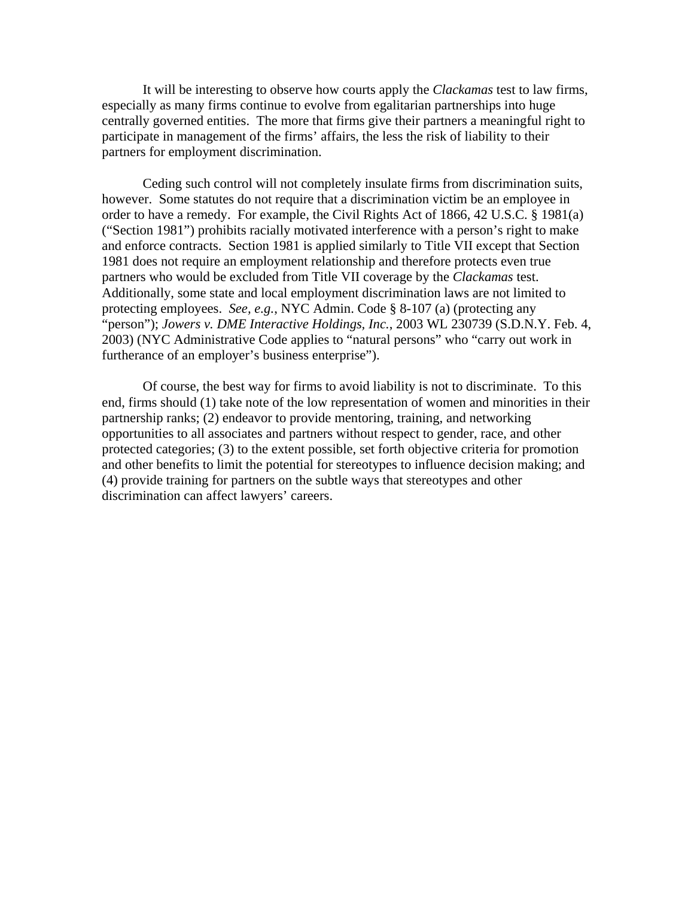It will be interesting to observe how courts apply the *Clackamas* test to law firms, especially as many firms continue to evolve from egalitarian partnerships into huge centrally governed entities. The more that firms give their partners a meaningful right to participate in management of the firms' affairs, the less the risk of liability to their partners for employment discrimination.

Ceding such control will not completely insulate firms from discrimination suits, however. Some statutes do not require that a discrimination victim be an employee in order to have a remedy. For example, the Civil Rights Act of 1866, 42 U.S.C. § 1981(a) ("Section 1981") prohibits racially motivated interference with a person's right to make and enforce contracts. Section 1981 is applied similarly to Title VII except that Section 1981 does not require an employment relationship and therefore protects even true partners who would be excluded from Title VII coverage by the *Clackamas* test. Additionally, some state and local employment discrimination laws are not limited to protecting employees. *See, e.g.*, NYC Admin. Code § 8-107 (a) (protecting any "person"); *Jowers v. DME Interactive Holdings, Inc.*, 2003 WL 230739 (S.D.N.Y. Feb. 4, 2003) (NYC Administrative Code applies to "natural persons" who "carry out work in furtherance of an employer's business enterprise").

Of course, the best way for firms to avoid liability is not to discriminate. To this end, firms should (1) take note of the low representation of women and minorities in their partnership ranks; (2) endeavor to provide mentoring, training, and networking opportunities to all associates and partners without respect to gender, race, and other protected categories; (3) to the extent possible, set forth objective criteria for promotion and other benefits to limit the potential for stereotypes to influence decision making; and (4) provide training for partners on the subtle ways that stereotypes and other discrimination can affect lawyers' careers.